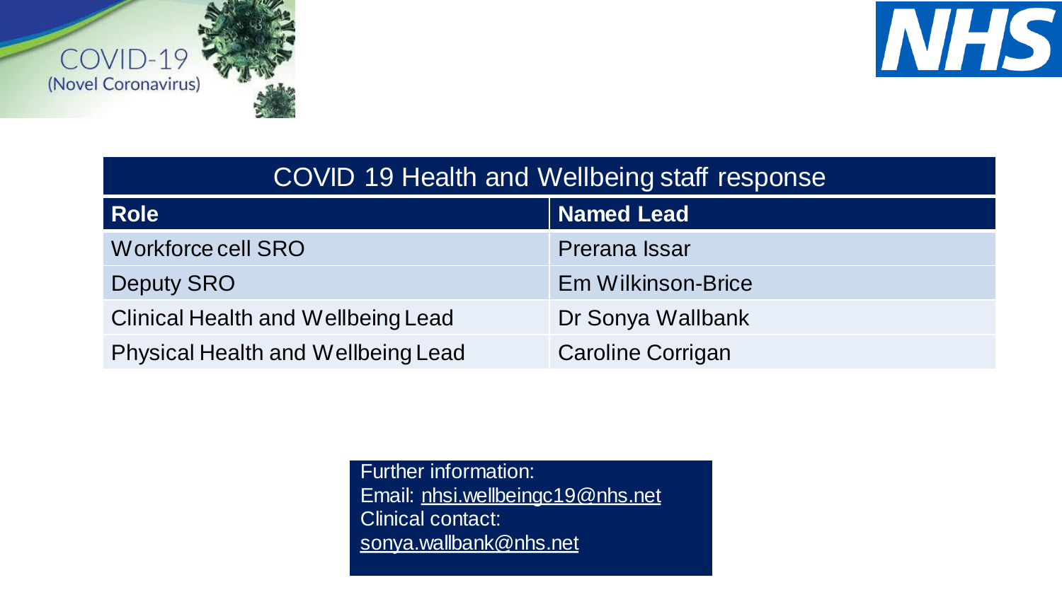COVID-19 (Novel Coronavirus)

NHS

| COVID 19 Health and Wellbeing staff response | |
|---|---|
| **Role** | **Named Lead** |
| Workforce cell SRO | Prerana Issar |
| Deputy SRO | Em Wilkinson-Brice |
| Clinical Health and Wellbeing Lead | Dr Sonya Wallbank |
| Physical Health and Wellbeing Lead | Caroline Corrigan |

Further information:
Email: nhsi.wellbeingc19@nhs.net
Clinical contact:
sonya.wallbank@nhs.net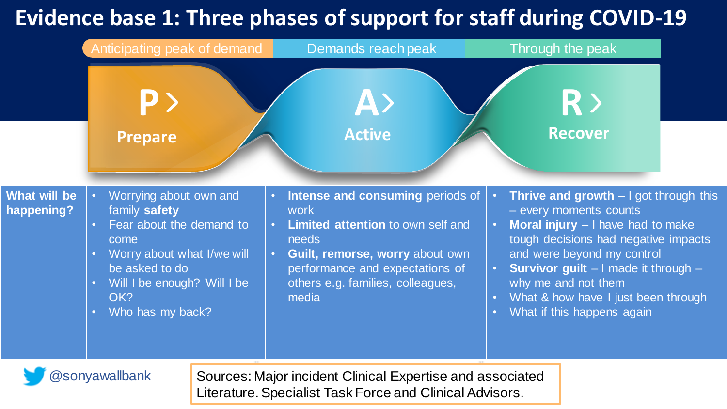# Evidence base 1: Three phases of support for staff during COVID-19

| | Anticipating peak of demand | Demands reach peak | Through the peak |
|---|---|---|---|
| | **P > Prepare** | **A > Active** | **R > Recover** |
| **What will be happening?** | • Worrying about own and family **safety**<br>• Fear about the demand to come<br>• Worry about what I/we will be asked to do<br>• Will I be enough? Will I be OK?<br>• Who has my back? | • **Intense and consuming** periods of work<br>• **Limited attention** to own self and needs<br>• **Guilt, remorse, worry** about own performance and expectations of others e.g. families, colleagues, media | • **Thrive and growth** – I got through this – every moments counts<br>• **Moral injury** – I have had to make tough decisions had negative impacts and were beyond my control<br>• **Survivor guilt** – I made it through – why me and not them<br>• What & how have I just been through<br>• What if this happens again |

@sonyawallbank

Sources: Major incident Clinical Expertise and associated Literature. Specialist Task Force and Clinical Advisors.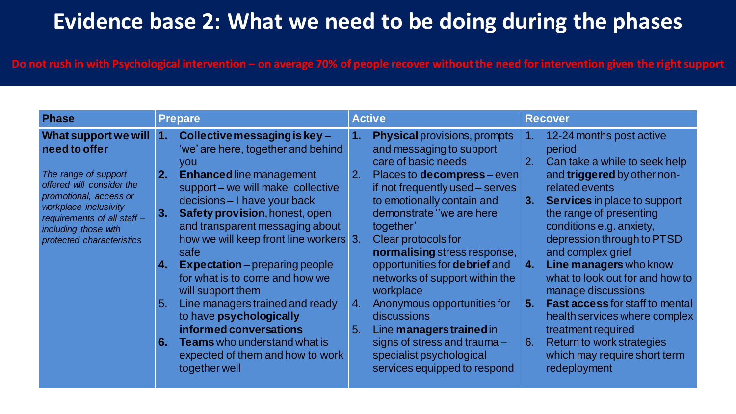# Evidence base 2: What we need to be doing during the phases

**Do not rush in with Psychological intervention – on average 70% of people recover without the need for intervention given the right support**

| Phase | Prepare | Active | Recover |
|---|---|---|---|
| **What support we will need to offer**<br><br>*The range of support offered will consider the promotional, access or workplace inclusivity requirements of all staff – including those with protected characteristics* | 1. **Collective messaging is key** – 'we' are here, together and behind you<br>2. **Enhanced** line management support – we will make collective decisions – I have your back<br>3. **Safety provision**, honest, open and transparent messaging about how we will keep front line workers safe<br>4. **Expectation** – preparing people for what is to come and how we will support them<br>5. Line managers trained and ready to have **psychologically informed conversations**<br>6. **Teams** who understand what is expected of them and how to work together well | 1. **Physical** provisions, prompts and messaging to support care of basic needs<br>2. Places to **decompress** – even if not frequently used – serves to emotionally contain and demonstrate ''we are here together'<br>3. Clear protocols for **normalising** stress response, opportunities for **debrief** and networks of support within the workplace<br>4. Anonymous opportunities for discussions<br>5. Line **managers trained** in signs of stress and trauma – specialist psychological services equipped to respond | 1. 12-24 months post active period<br>2. Can take a while to seek help and **triggered** by other non-related events<br>3. **Services** in place to support the range of presenting conditions e.g. anxiety, depression through to PTSD and complex grief<br>4. **Line managers** who know what to look out for and how to manage discussions<br>5. **Fast access** for staff to mental health services where complex treatment required<br>6. Return to work strategies which may require short term redeployment |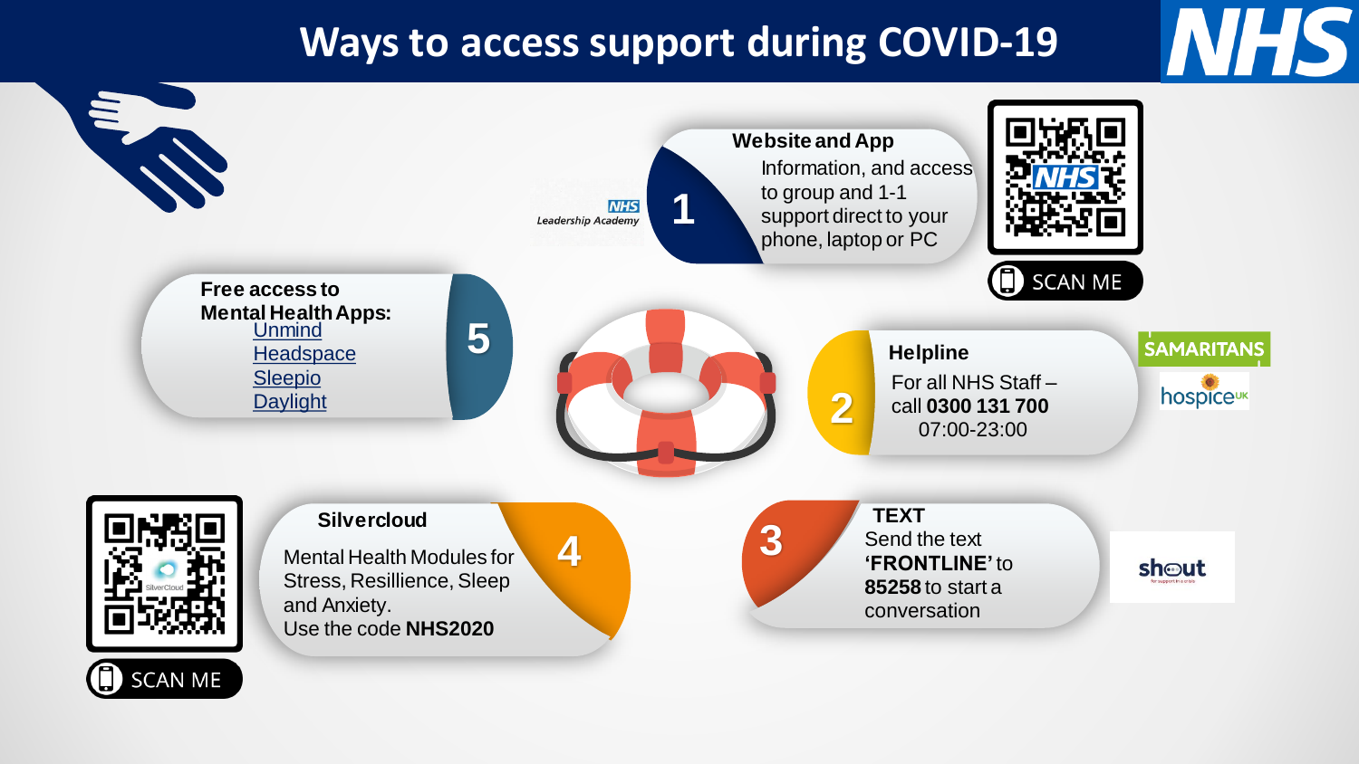# Ways to access support during COVID-19

## 1 Website and App

Information, and access to group and 1-1 support direct to your phone, laptop or PC

SCAN ME

## 2 Helpline

For all NHS Staff – call **0300 131 700** 07:00-23:00

## 3 TEXT

Send the text **'FRONTLINE'** to **85258** to start a conversation

## 4 Silvercloud

Mental Health Modules for Stress, Resillience, Sleep and Anxiety.
Use the code **NHS2020**

SCAN ME

## 5 Free access to Mental Health Apps:

- Unmind
- Headspace
- Sleepio
- Daylight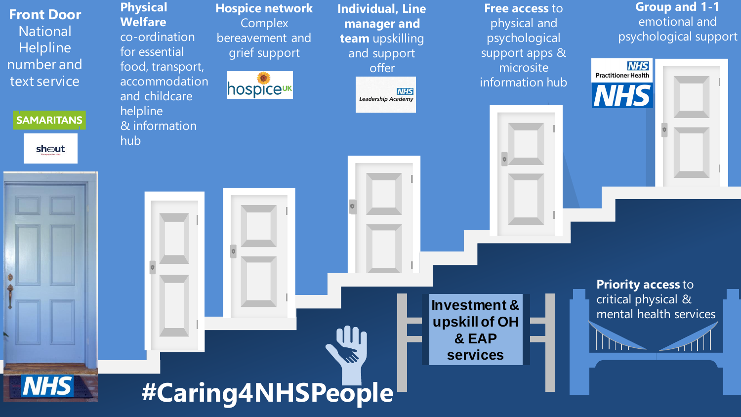**Front Door** National Helpline number and text service

SAMARITANS

shout

NHS

**Physical Welfare** co-ordination for essential food, transport, accommodation and childcare helpline & information hub

**Hospice network** Complex bereavement and grief support

hospice UK

**Individual, Line manager and team** upskilling and support offer

NHS Leadership Academy

**Free access** to physical and psychological support apps & microsite information hub

**Group and 1-1** emotional and psychological support

NHS Practitioner Health

NHS

**Investment & upskill of OH & EAP services**

**Priority access** to critical physical & mental health services

**#Caring4NHSPeople**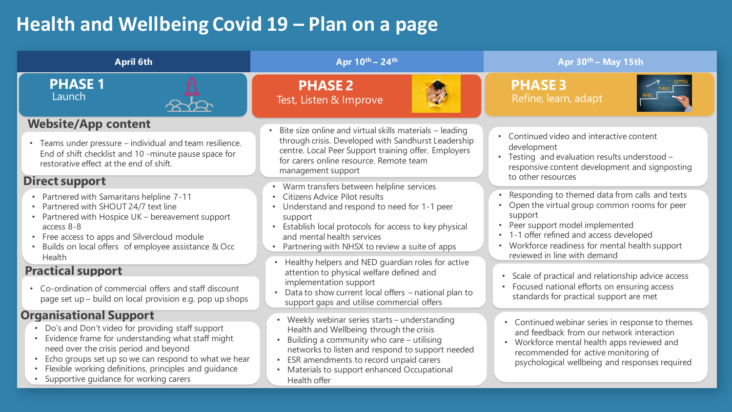# Health and Wellbeing Covid 19 – Plan on a page

| | April 6th | Apr 10th – 24th | Apr 30th – May 15th |
|---|---|---|---|
| | **PHASE 1** Launch | **PHASE 2** Test, Listen & Improve | **PHASE 3** Refine, learn, adapt |
| **Website/App content** | • Teams under pressure – individual and team resilience. End of shift checklist and 10 -minute pause space for restorative effect at the end of shift. | • Bite size online and virtual skills materials – leading through crisis. Developed with Sandhurst Leadership centre. Local Peer Support training offer. Employers for carers online resource. Remote team management support | • Continued video and interactive content development<br>• Testing and evaluation results understood – responsive content development and signposting to other resources |
| **Direct support** | • Partnered with Samaritans helpline 7-11<br>• Partnered with SHOUT 24/7 text line<br>• Partnered with Hospice UK – bereavement support access 8-8<br>• Free access to apps and Silvercloud module<br>• Builds on local offers of employee assistance & Occ Health | • Warm transfers between helpline services<br>• Citizens Advice Pilot results<br>• Understand and respond to need for 1-1 peer support<br>• Establish local protocols for access to key physical and mental health services<br>• Partnering with NHSX to review a suite of apps | • Responding to themed data from calls and texts<br>• Open the virtual group common rooms for peer support<br>• Peer support model implemented<br>• 1-1 offer refined and access developed<br>• Workforce readiness for mental health support reviewed in line with demand |
| **Practical support** | • Co-ordination of commercial offers and staff discount page set up – build on local provision e.g. pop up shops | • Healthy helpers and NED guardian roles for active attention to physical welfare defined and implementation support<br>• Data to show current local offers – national plan to support gaps and utilise commercial offers | • Scale of practical and relationship advice access<br>• Focused national efforts on ensuring access standards for practical support are met |
| **Organisational Support** | • Do's and Don't video for providing staff support<br>• Evidence frame for understanding what staff might need over the crisis period and beyond<br>• Echo groups set up so we can respond to what we hear<br>• Flexible working definitions, principles and guidance<br>• Supportive guidance for working carers | • Weekly webinar series starts – understanding Health and Wellbeing through the crisis<br>• Building a community who care – utilising networks to listen and respond to support needed<br>• ESR amendments to record unpaid carers<br>• Materials to support enhanced Occupational Health offer | • Continued webinar series in response to themes and feedback from our network interaction<br>• Workforce mental health apps reviewed and recommended for active monitoring of psychological wellbeing and responses required |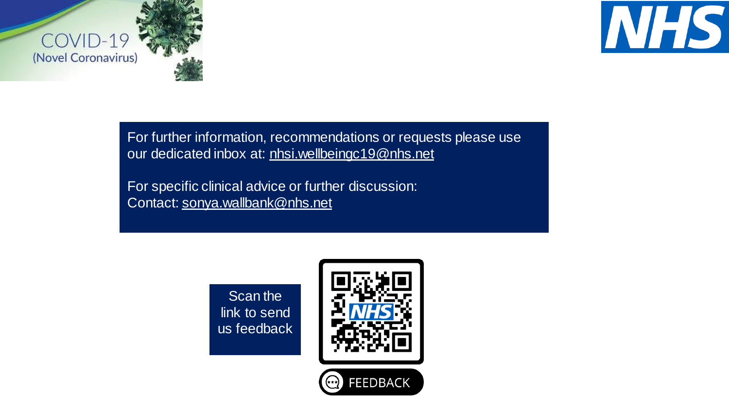COVID-19
(Novel Coronavirus)

NHS

For further information, recommendations or requests please use our dedicated inbox at: nhsi.wellbeingc19@nhs.net

For specific clinical advice or further discussion:
Contact: sonya.wallbank@nhs.net

Scan the link to send us feedback

FEEDBACK